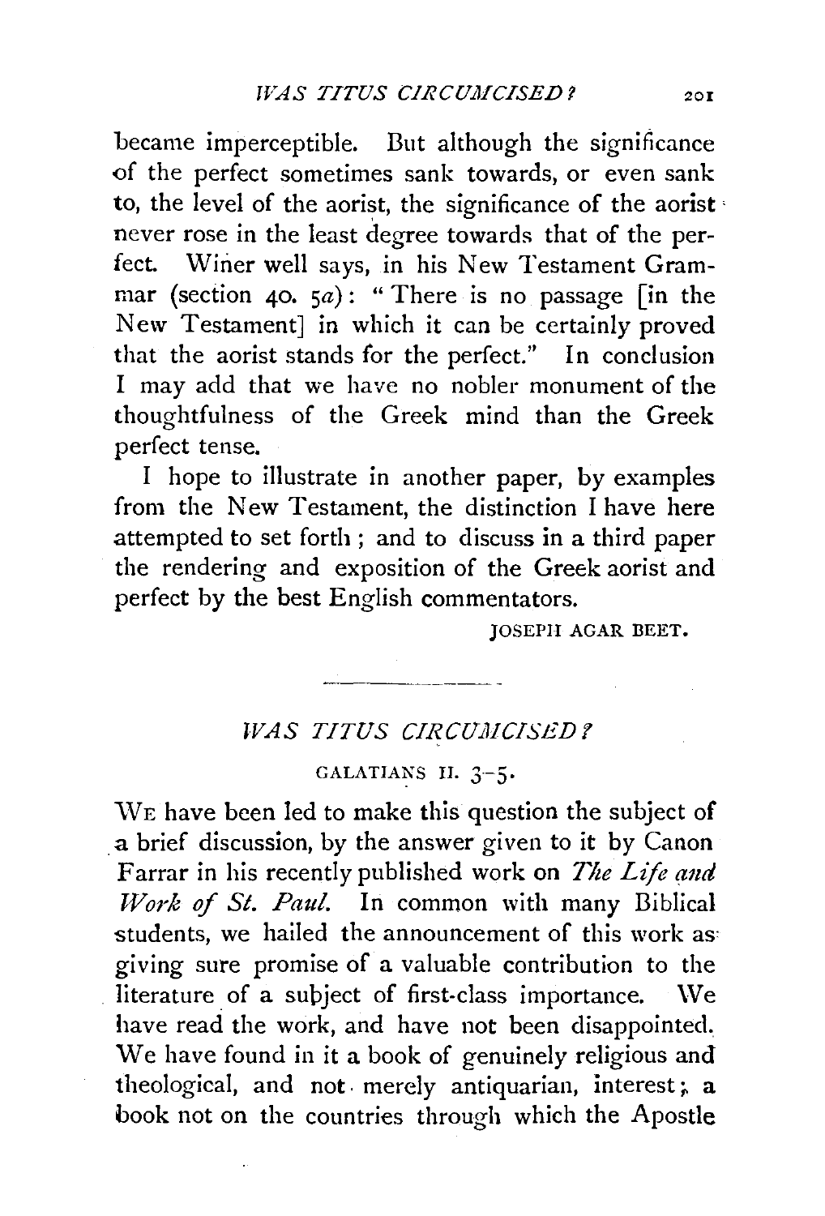became imperceptible. But although the significance of the perfect sometimes sank towards, or even sank to, the level of the aorist, the significance of the aorist never rose in the least degree towards that of the perfect. Winer well says, in his New Testament Grammar (section 40. 5*a*): "There is no passage [in the New Testament] in which it can be certainly proved that the aorist stands for the perfect." In conclusion I may add that we have no nobler monument of the thoughtfulness of the Greek mind than the Greek perfect tense.

I hope to illustrate in another paper, by examples from the New Testament, the distinction I have here attempted to set forth; and to discuss in a third paper the rendering and exposition of the Greek aorist and perfect by the best English commentators.

JOSEPH AGAR BEET.

---

## *WAS TITUS CIRCUMCISED?*

### GALATIANS II. 3–5.

WE have been led to make this question the subject of a brief discussion, by the answer given to it by Canon Farrar in his recently published work on *The Life and Work of St. Paul.* In common with many Biblical students, we hailed the announcement of this work as giving sure promise of a valuable contribution to the literature of a subject of first-class importance. We have read the work, and have not been disappointed. We have found in it a book of genuinely religious and theological, and not merely antiquarian, interest; a book not on the countries through which the Apostle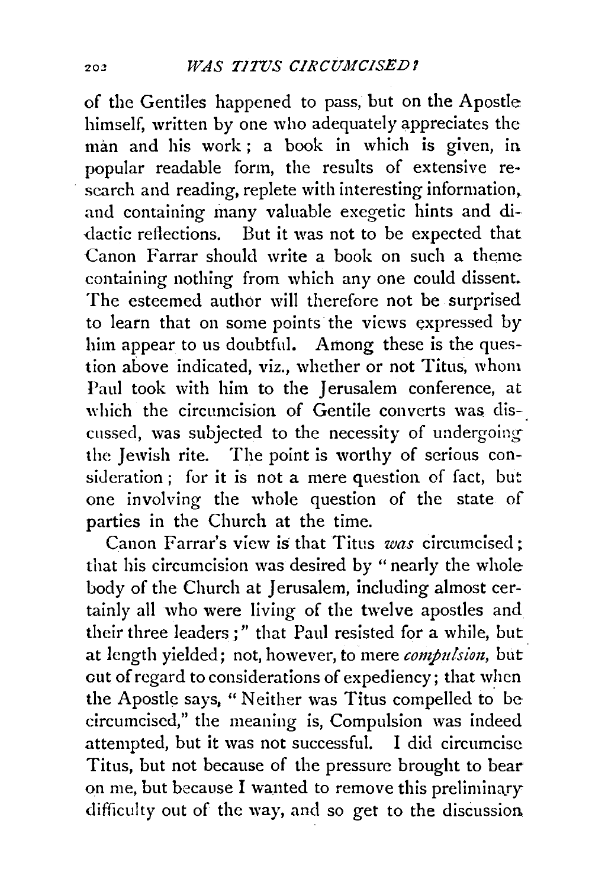of the Gentiles happened to pass, but on the Apostle himself, written by one who adequately appreciates the man and his work; a book in which is given, in popular readable form, the results of extensive research and reading, replete with interesting information, and containing many valuable exegetic hints and didactic reflections. But it was not to be expected that Canon Farrar should write a book on such a theme containing nothing from which any one could dissent. The esteemed author will therefore not be surprised to learn that on some points the views expressed by him appear to us doubtful. Among these is the question above indicated, viz., whether or not Titus, whom Paul took with him to the Jerusalem conference, at which the circumcision of Gentile converts was discussed, was subjected to the necessity of undergoing the Jewish rite. The point is worthy of serious consideration; for it is not a mere question of fact, but one involving the whole question of the state of parties in the Church at the time.

Canon Farrar's view is that Titus *was* circumcised; that his circumcision was desired by "nearly the whole body of the Church at Jerusalem, including almost certainly all who were living of the twelve apostles and their three leaders;" that Paul resisted for a while, but at length yielded; not, however, to mere *compulsion*, but out of regard to considerations of expediency; that when the Apostle says, "Neither was Titus compelled to be circumcised," the meaning is, Compulsion was indeed attempted, but it was not successful. I did circumcise Titus, but not because of the pressure brought to bear on me, but because I wanted to remove this preliminary difficulty out of the way, and so get to the discussion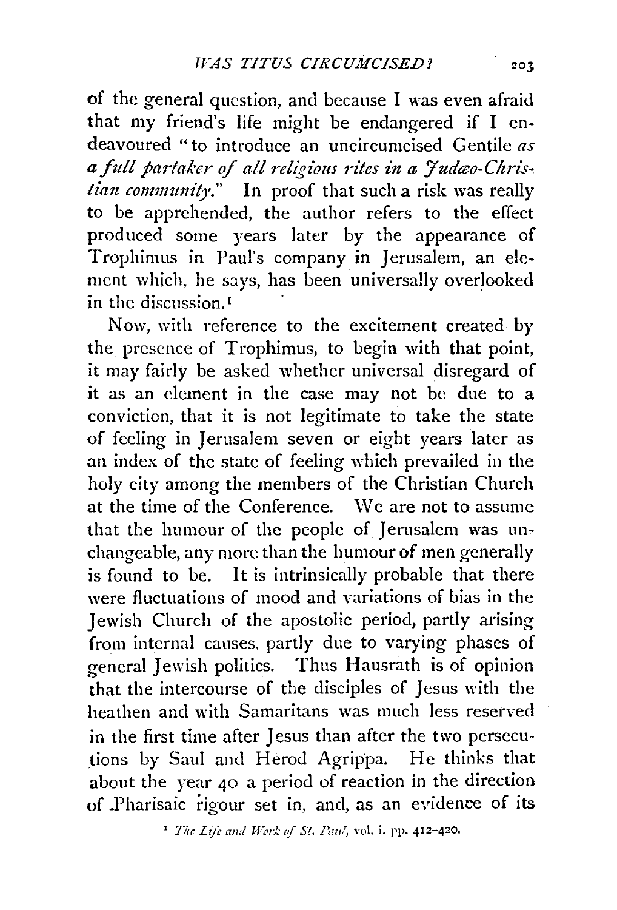of the general question, and because I was even afraid that my friend's life might be endangered if I endeavoured "to introduce an uncircumcised Gentile *as a full partaker of all religious rites in a Judæo-Christian community*." In proof that such a risk was really to be apprehended, the author refers to the effect produced some years later by the appearance of Trophimus in Paul's company in Jerusalem, an element which, he says, has been universally overlooked in the discussion.[1]

Now, with reference to the excitement created by the presence of Trophimus, to begin with that point, it may fairly be asked whether universal disregard of it as an element in the case may not be due to a conviction, that it is not legitimate to take the state of feeling in Jerusalem seven or eight years later as an index of the state of feeling which prevailed in the holy city among the members of the Christian Church at the time of the Conference. We are not to assume that the humour of the people of Jerusalem was unchangeable, any more than the humour of men generally is found to be. It is intrinsically probable that there were fluctuations of mood and variations of bias in the Jewish Church of the apostolic period, partly arising from internal causes, partly due to varying phases of general Jewish politics. Thus Hausrath is of opinion that the intercourse of the disciples of Jesus with the heathen and with Samaritans was much less reserved in the first time after Jesus than after the two persecutions by Saul and Herod Agrippa. He thinks that about the year 40 a period of reaction in the direction of Pharisaic rigour set in, and, as an evidence of its

[1] *The Life and Work of St. Paul*, vol. i. pp. 412–420.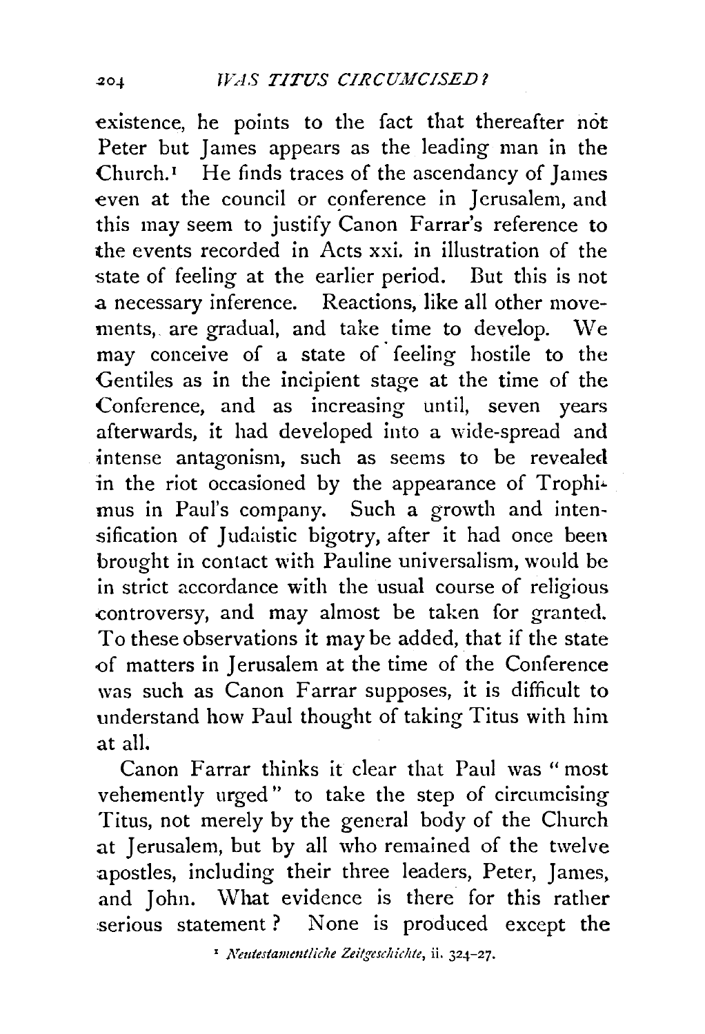existence, he points to the fact that thereafter not Peter but James appears as the leading man in the Church.[1] He finds traces of the ascendancy of James even at the council or conference in Jerusalem, and this may seem to justify Canon Farrar's reference to the events recorded in Acts xxi. in illustration of the state of feeling at the earlier period. But this is not a necessary inference. Reactions, like all other movements, are gradual, and take time to develop. We may conceive of a state of feeling hostile to the Gentiles as in the incipient stage at the time of the Conference, and as increasing until, seven years afterwards, it had developed into a wide-spread and intense antagonism, such as seems to be revealed in the riot occasioned by the appearance of Trophimus in Paul's company. Such a growth and intensification of Judaistic bigotry, after it had once been brought in contact with Pauline universalism, would be in strict accordance with the usual course of religious controversy, and may almost be taken for granted. To these observations it may be added, that if the state of matters in Jerusalem at the time of the Conference was such as Canon Farrar supposes, it is difficult to understand how Paul thought of taking Titus with him at all.

Canon Farrar thinks it clear that Paul was "most vehemently urged" to take the step of circumcising Titus, not merely by the general body of the Church at Jerusalem, but by all who remained of the twelve apostles, including their three leaders, Peter, James, and John. What evidence is there for this rather serious statement? None is produced except the

[1] *Neutestamentliche Zeitgeschichte*, ii. 324–27.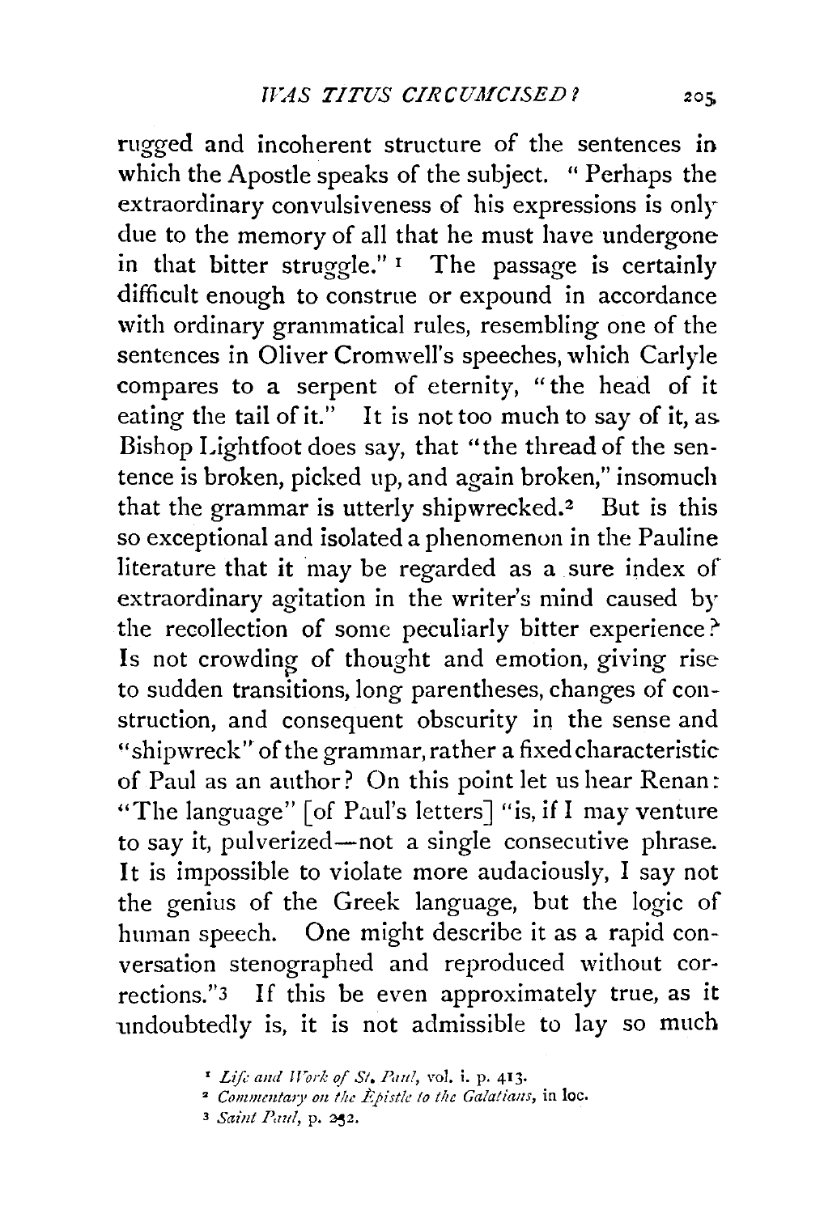rugged and incoherent structure of the sentences in which the Apostle speaks of the subject. "Perhaps the extraordinary convulsiveness of his expressions is only due to the memory of all that he must have undergone in that bitter struggle."[1] The passage is certainly difficult enough to construe or expound in accordance with ordinary grammatical rules, resembling one of the sentences in Oliver Cromwell's speeches, which Carlyle compares to a serpent of eternity, "the head of it eating the tail of it." It is not too much to say of it, as Bishop Lightfoot does say, that "the thread of the sentence is broken, picked up, and again broken," insomuch that the grammar is utterly shipwrecked.[2] But is this so exceptional and isolated a phenomenon in the Pauline literature that it may be regarded as a sure index of extraordinary agitation in the writer's mind caused by the recollection of some peculiarly bitter experience? Is not crowding of thought and emotion, giving rise to sudden transitions, long parentheses, changes of construction, and consequent obscurity in the sense and "shipwreck" of the grammar, rather a fixed characteristic of Paul as an author? On this point let us hear Renan: "The language" [of Paul's letters] "is, if I may venture to say it, pulverized—not a single consecutive phrase. It is impossible to violate more audaciously, I say not the genius of the Greek language, but the logic of human speech. One might describe it as a rapid conversation stenographed and reproduced without corrections."[3] If this be even approximately true, as it undoubtedly is, it is not admissible to lay so much

[1] *Life and Work of St. Paul*, vol. i. p. 413.

[2] *Commentary on the Epistle to the Galatians*, in loc.

[3] *Saint Paul*, p. 232.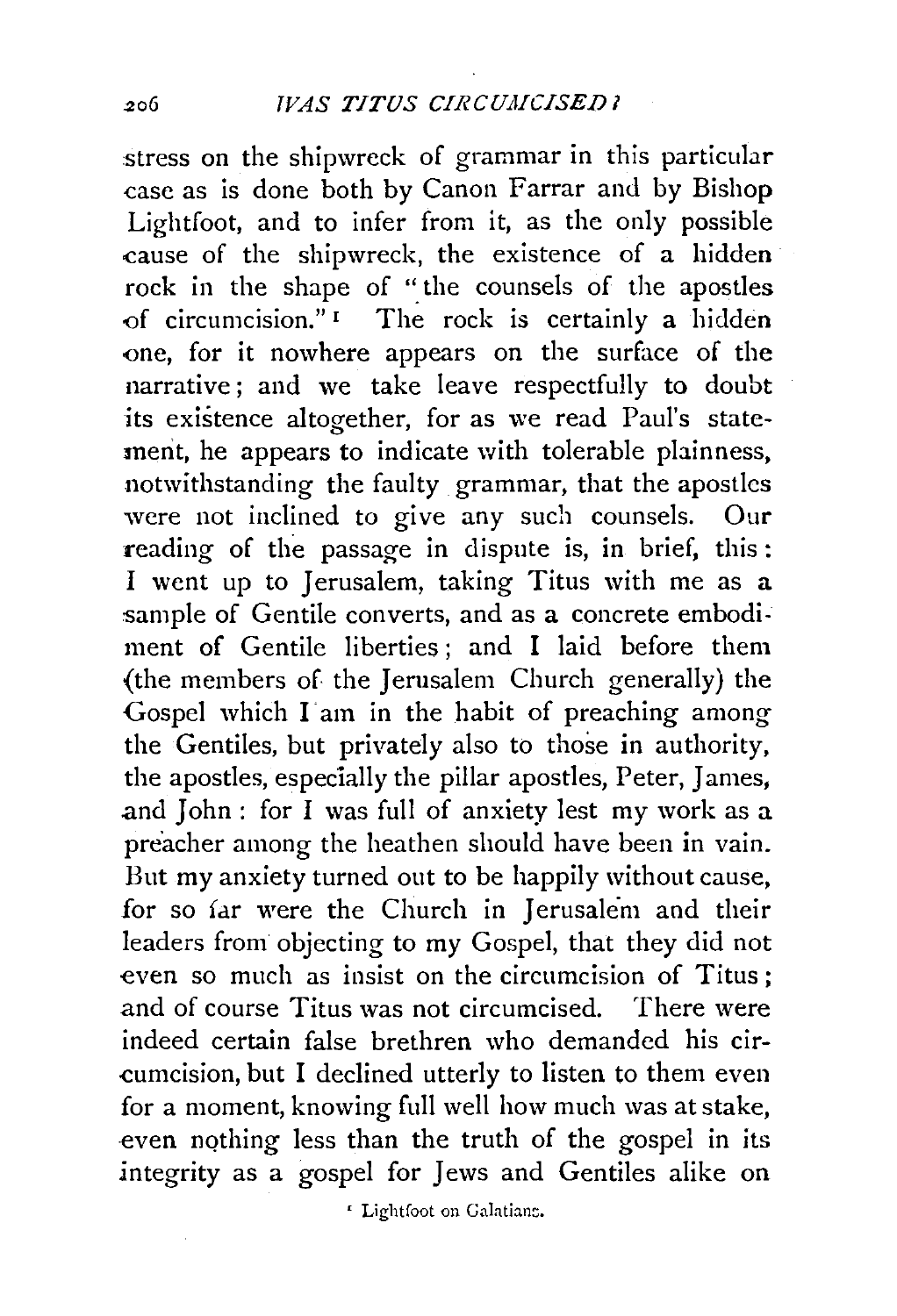stress on the shipwreck of grammar in this particular case as is done both by Canon Farrar and by Bishop Lightfoot, and to infer from it, as the only possible cause of the shipwreck, the existence of a hidden rock in the shape of "the counsels of the apostles of circumcision."[1] The rock is certainly a hidden one, for it nowhere appears on the surface of the narrative; and we take leave respectfully to doubt its existence altogether, for as we read Paul's statement, he appears to indicate with tolerable plainness, notwithstanding the faulty grammar, that the apostles were not inclined to give any such counsels. Our reading of the passage in dispute is, in brief, this: I went up to Jerusalem, taking Titus with me as a sample of Gentile converts, and as a concrete embodiment of Gentile liberties; and I laid before them (the members of the Jerusalem Church generally) the Gospel which I am in the habit of preaching among the Gentiles, but privately also to those in authority, the apostles, especially the pillar apostles, Peter, James, and John: for I was full of anxiety lest my work as a preacher among the heathen should have been in vain. But my anxiety turned out to be happily without cause, for so far were the Church in Jerusalem and their leaders from objecting to my Gospel, that they did not even so much as insist on the circumcision of Titus; and of course Titus was not circumcised. There were indeed certain false brethren who demanded his circumcision, but I declined utterly to listen to them even for a moment, knowing full well how much was at stake, even nothing less than the truth of the gospel in its integrity as a gospel for Jews and Gentiles alike on

[1] Lightfoot on Galatians.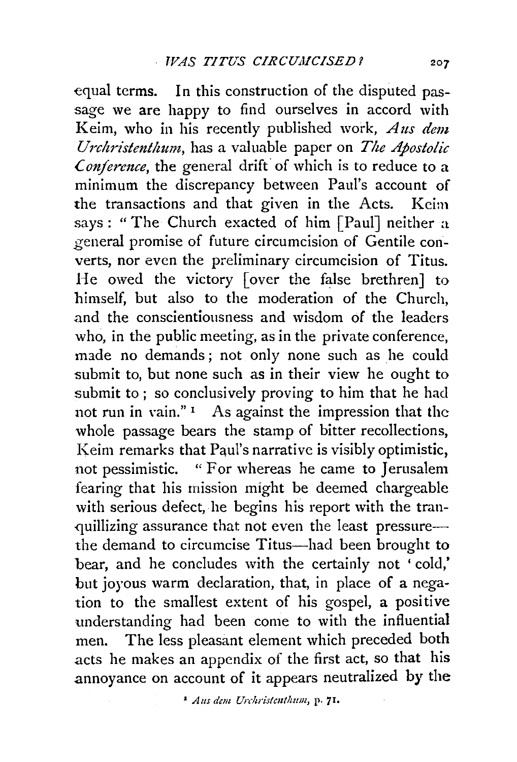equal terms. In this construction of the disputed passage we are happy to find ourselves in accord with Keim, who in his recently published work, *Aus dem Urchristenthum*, has a valuable paper on *The Apostolic Conference*, the general drift of which is to reduce to a minimum the discrepancy between Paul's account of the transactions and that given in the Acts. Keim says: "The Church exacted of him [Paul] neither a general promise of future circumcision of Gentile converts, nor even the preliminary circumcision of Titus. He owed the victory [over the false brethren] to himself, but also to the moderation of the Church, and the conscientiousness and wisdom of the leaders who, in the public meeting, as in the private conference, made no demands; not only none such as he could submit to, but none such as in their view he ought to submit to; so conclusively proving to him that he had not run in vain."[1] As against the impression that the whole passage bears the stamp of bitter recollections, Keim remarks that Paul's narrative is visibly optimistic, not pessimistic. "For whereas he came to Jerusalem fearing that his mission might be deemed chargeable with serious defect, he begins his report with the tranquillizing assurance that not even the least pressure—the demand to circumcise Titus—had been brought to bear, and he concludes with the certainly not 'cold,' but joyous warm declaration, that, in place of a negation to the smallest extent of his gospel, a positive understanding had been come to with the influential men. The less pleasant element which preceded both acts he makes an appendix of the first act, so that his annoyance on account of it appears neutralized by the

[1] *Aus dem Urchristenthum*, p. 71.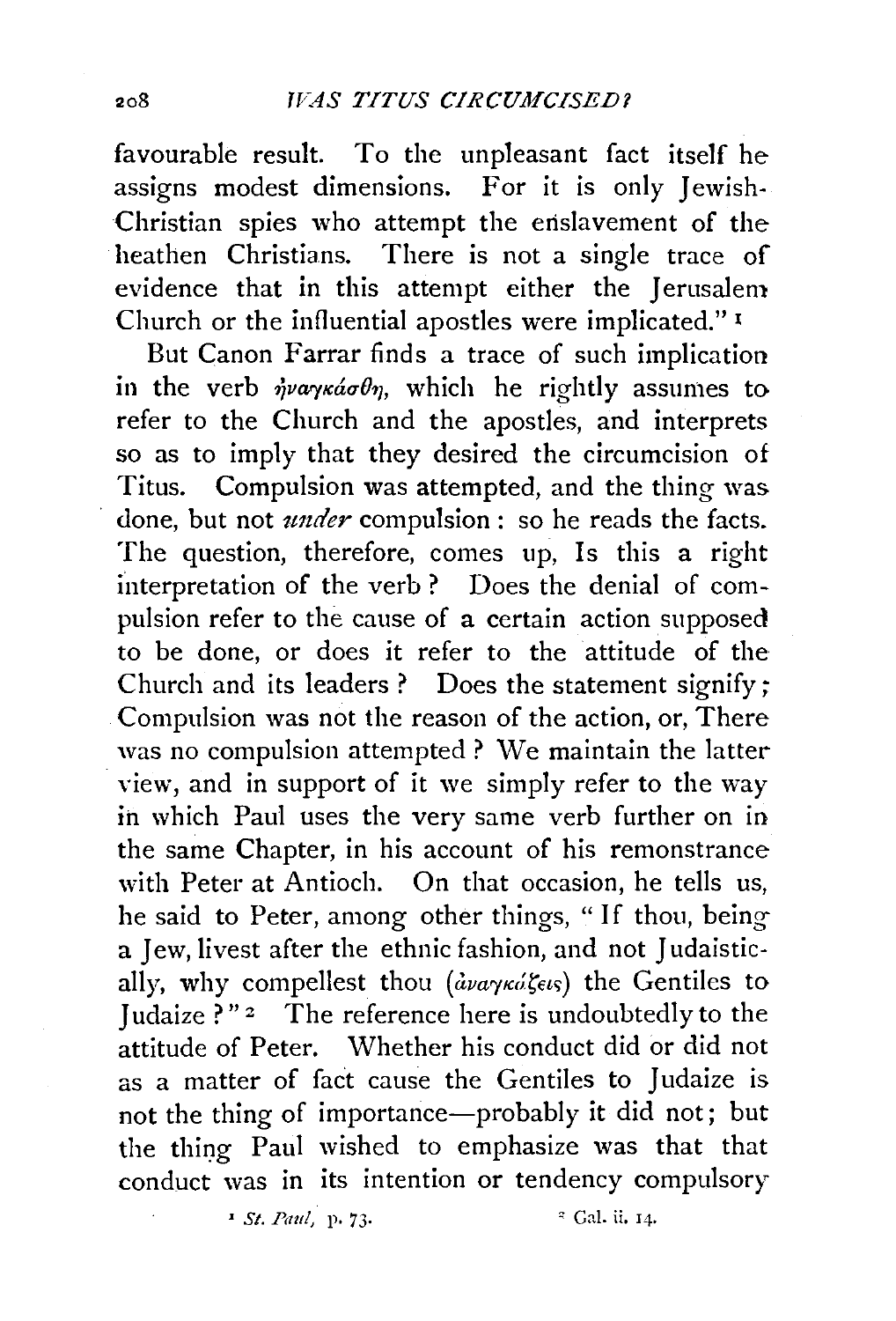favourable result. To the unpleasant fact itself he assigns modest dimensions. For it is only Jewish-Christian spies who attempt the enslavement of the heathen Christians. There is not a single trace of evidence that in this attempt either the Jerusalem Church or the influential apostles were implicated." [1]

But Canon Farrar finds a trace of such implication in the verb ἠναγκάσθη, which he rightly assumes to refer to the Church and the apostles, and interprets so as to imply that they desired the circumcision of Titus. Compulsion was attempted, and the thing was done, but not *under* compulsion: so he reads the facts. The question, therefore, comes up, Is this a right interpretation of the verb? Does the denial of compulsion refer to the cause of a certain action supposed to be done, or does it refer to the attitude of the Church and its leaders? Does the statement signify; Compulsion was not the reason of the action, or, There was no compulsion attempted? We maintain the latter view, and in support of it we simply refer to the way in which Paul uses the very same verb further on in the same Chapter, in his account of his remonstrance with Peter at Antioch. On that occasion, he tells us, he said to Peter, among other things, "If thou, being a Jew, livest after the ethnic fashion, and not Judaistically, why compellest thou (ἀναγκάζεις) the Gentiles to Judaize?" [2] The reference here is undoubtedly to the attitude of Peter. Whether his conduct did or did not as a matter of fact cause the Gentiles to Judaize is not the thing of importance—probably it did not; but the thing Paul wished to emphasize was that that conduct was in its intention or tendency compulsory

[1] *St. Paul*, p. 73.

[2] Gal. ii. 14.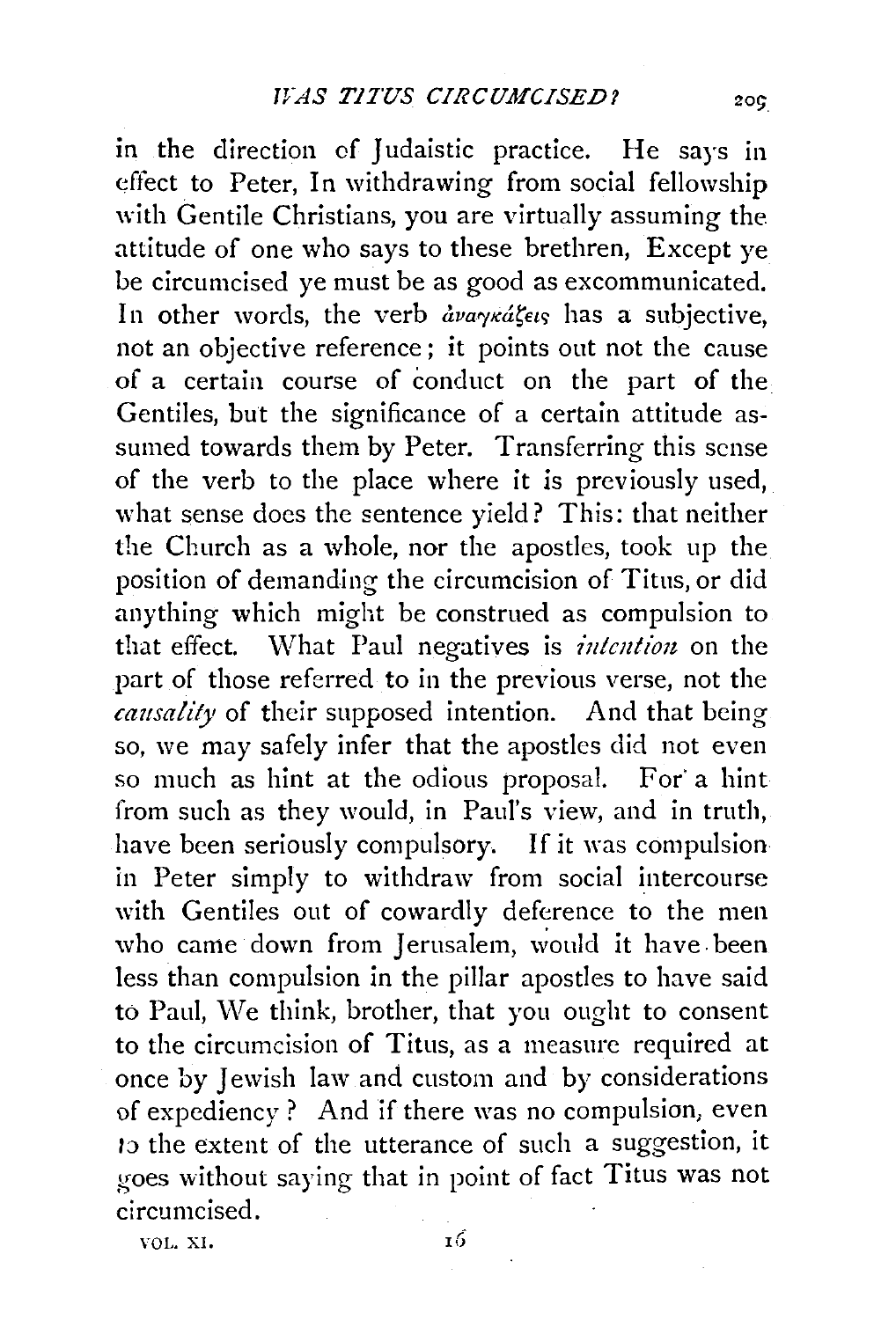in the direction of Judaistic practice. He says in effect to Peter, In withdrawing from social fellowship with Gentile Christians, you are virtually assuming the attitude of one who says to these brethren, Except ye be circumcised ye must be as good as excommunicated. In other words, the verb ἀναγκάζεις has a subjective, not an objective reference; it points out not the cause of a certain course of conduct on the part of the Gentiles, but the significance of a certain attitude assumed towards them by Peter. Transferring this sense of the verb to the place where it is previously used, what sense does the sentence yield? This: that neither the Church as a whole, nor the apostles, took up the position of demanding the circumcision of Titus, or did anything which might be construed as compulsion to that effect. What Paul negatives is *intention* on the part of those referred to in the previous verse, not the *causality* of their supposed intention. And that being so, we may safely infer that the apostles did not even so much as hint at the odious proposal. For a hint from such as they would, in Paul's view, and in truth, have been seriously compulsory. If it was compulsion in Peter simply to withdraw from social intercourse with Gentiles out of cowardly deference to the men who came down from Jerusalem, would it have been less than compulsion in the pillar apostles to have said to Paul, We think, brother, that you ought to consent to the circumcision of Titus, as a measure required at once by Jewish law and custom and by considerations of expediency? And if there was no compulsion, even to the extent of the utterance of such a suggestion, it goes without saying that in point of fact Titus was not circumcised.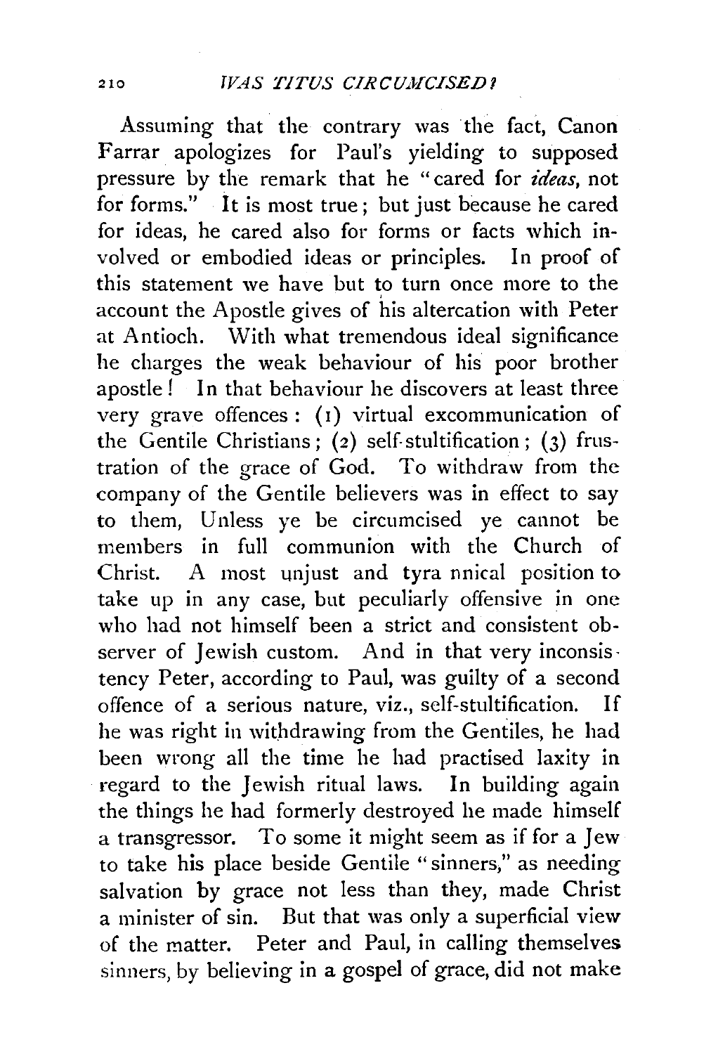Assuming that the contrary was the fact, Canon Farrar apologizes for Paul's yielding to supposed pressure by the remark that he "cared for *ideas*, not for forms." It is most true; but just because he cared for ideas, he cared also for forms or facts which involved or embodied ideas or principles. In proof of this statement we have but to turn once more to the account the Apostle gives of his altercation with Peter at Antioch. With what tremendous ideal significance he charges the weak behaviour of his poor brother apostle! In that behaviour he discovers at least three very grave offences: (1) virtual excommunication of the Gentile Christians; (2) self-stultification; (3) frustration of the grace of God. To withdraw from the company of the Gentile believers was in effect to say to them, Unless ye be circumcised ye cannot be members in full communion with the Church of Christ. A most unjust and tyrannical position to take up in any case, but peculiarly offensive in one who had not himself been a strict and consistent observer of Jewish custom. And in that very inconsistency Peter, according to Paul, was guilty of a second offence of a serious nature, viz., self-stultification. If he was right in withdrawing from the Gentiles, he had been wrong all the time he had practised laxity in regard to the Jewish ritual laws. In building again the things he had formerly destroyed he made himself a transgressor. To some it might seem as if for a Jew to take his place beside Gentile "sinners," as needing salvation by grace not less than they, made Christ a minister of sin. But that was only a superficial view of the matter. Peter and Paul, in calling themselves sinners, by believing in a gospel of grace, did not make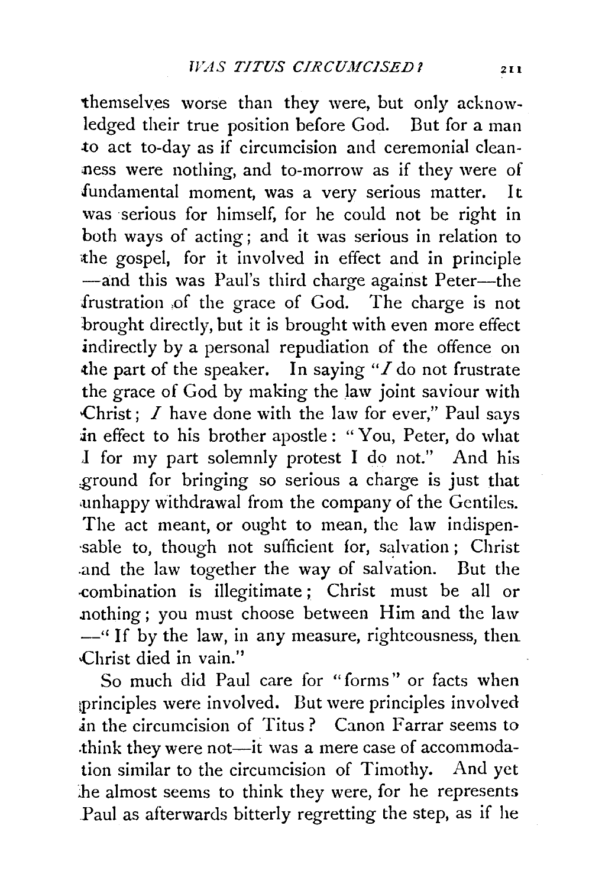themselves worse than they were, but only acknowledged their true position before God. But for a man to act to-day as if circumcision and ceremonial cleanness were nothing, and to-morrow as if they were of fundamental moment, was a very serious matter. It was serious for himself, for he could not be right in both ways of acting; and it was serious in relation to the gospel, for it involved in effect and in principle —and this was Paul's third charge against Peter—the frustration of the grace of God. The charge is not brought directly, but it is brought with even more effect indirectly by a personal repudiation of the offence on the part of the speaker. In saying "*I* do not frustrate the grace of God by making the law joint saviour with Christ; *I* have done with the law for ever," Paul says in effect to his brother apostle: "You, Peter, do what I for my part solemnly protest I do not." And his ground for bringing so serious a charge is just that unhappy withdrawal from the company of the Gentiles. The act meant, or ought to mean, the law indispensable to, though not sufficient for, salvation; Christ and the law together the way of salvation. But the combination is illegitimate; Christ must be all or nothing; you must choose between Him and the law —"If by the law, in any measure, righteousness, then Christ died in vain."

So much did Paul care for "forms" or facts when principles were involved. But were principles involved in the circumcision of Titus? Canon Farrar seems to think they were not—it was a mere case of accommodation similar to the circumcision of Timothy. And yet he almost seems to think they were, for he represents Paul as afterwards bitterly regretting the step, as if he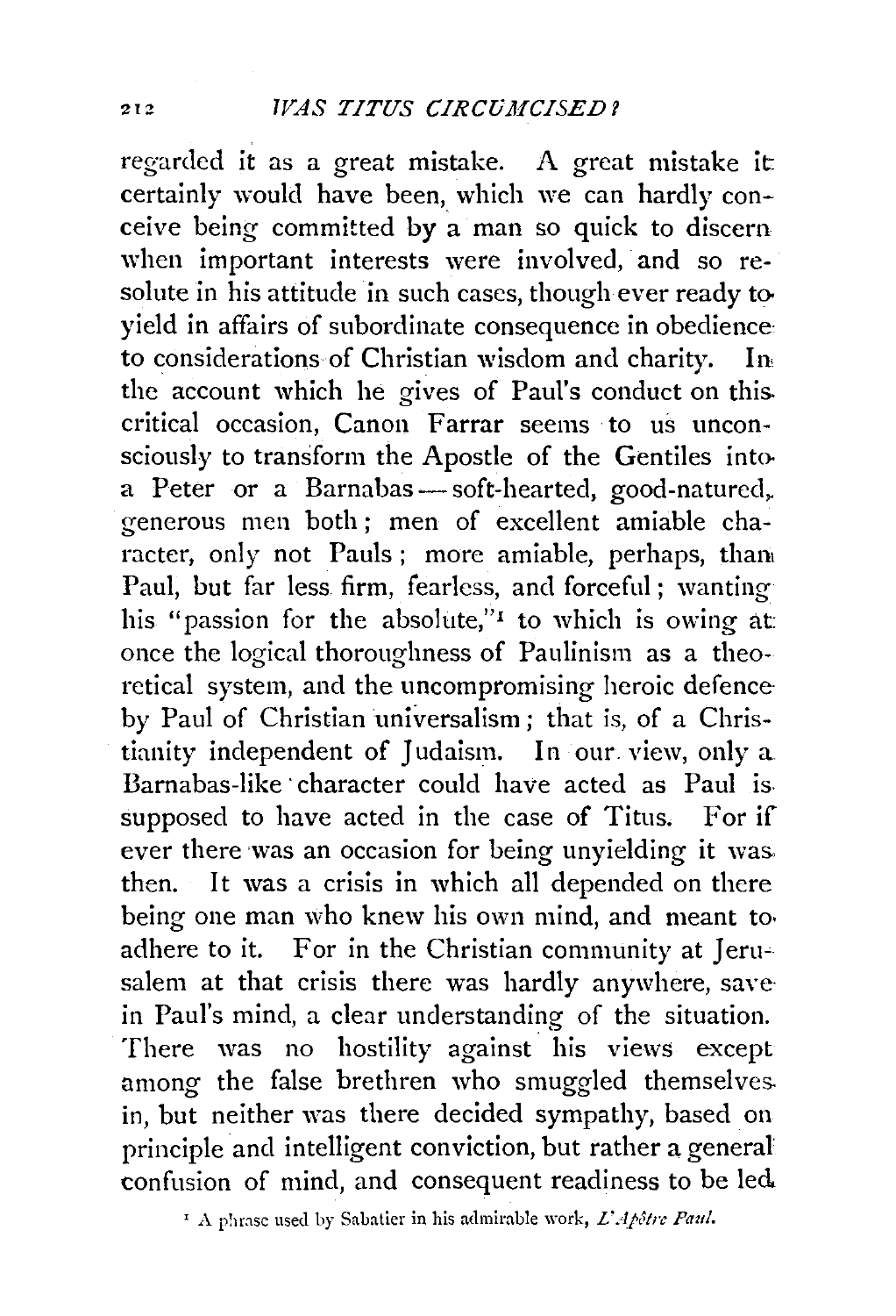regarded it as a great mistake. A great mistake it certainly would have been, which we can hardly conceive being committed by a man so quick to discern when important interests were involved, and so resolute in his attitude in such cases, though ever ready to yield in affairs of subordinate consequence in obedience to considerations of Christian wisdom and charity. In the account which he gives of Paul's conduct on this critical occasion, Canon Farrar seems to us unconsciously to transform the Apostle of the Gentiles into a Peter or a Barnabas — soft-hearted, good-natured, generous men both; men of excellent amiable character, only not Pauls; more amiable, perhaps, than Paul, but far less firm, fearless, and forceful; wanting his "passion for the absolute,"[1] to which is owing at once the logical thoroughness of Paulinism as a theoretical system, and the uncompromising heroic defence by Paul of Christian universalism; that is, of a Christianity independent of Judaism. In our view, only a Barnabas-like character could have acted as Paul is supposed to have acted in the case of Titus. For if ever there was an occasion for being unyielding it was then. It was a crisis in which all depended on there being one man who knew his own mind, and meant to adhere to it. For in the Christian community at Jerusalem at that crisis there was hardly anywhere, save in Paul's mind, a clear understanding of the situation. There was no hostility against his views except among the false brethren who smuggled themselves in, but neither was there decided sympathy, based on principle and intelligent conviction, but rather a general confusion of mind, and consequent readiness to be led

[1] A phrase used by Sabatier in his admirable work, *L'Apôtre Paul.*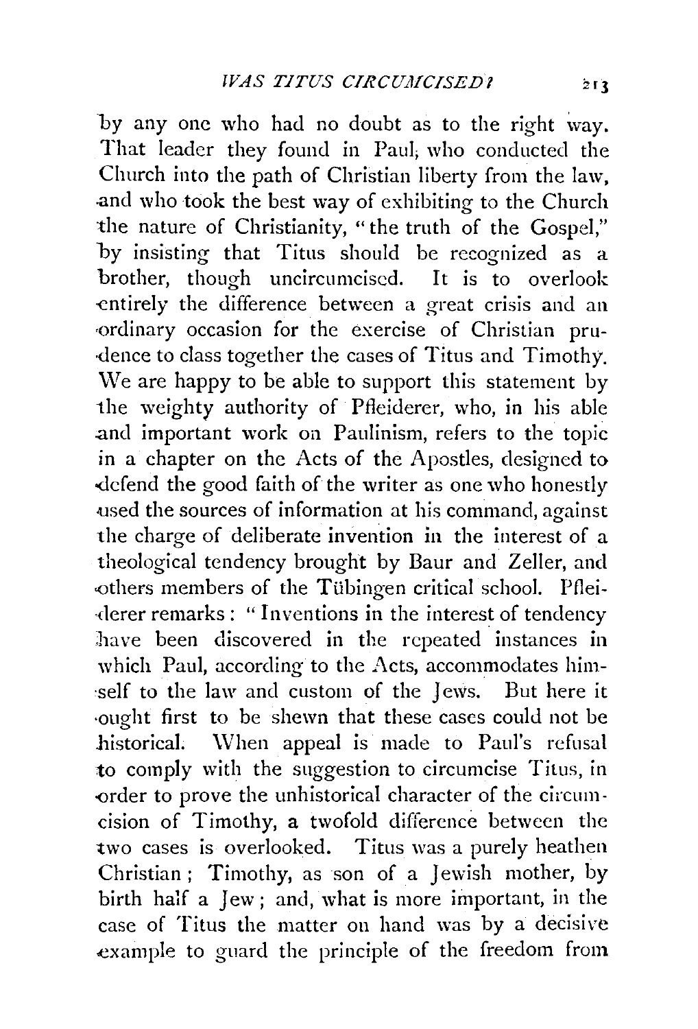by any one who had no doubt as to the right way. That leader they found in Paul, who conducted the Church into the path of Christian liberty from the law, and who took the best way of exhibiting to the Church the nature of Christianity, "the truth of the Gospel," by insisting that Titus should be recognized as a brother, though uncircumcised. It is to overlook entirely the difference between a great crisis and an ordinary occasion for the exercise of Christian prudence to class together the cases of Titus and Timothy. We are happy to be able to support this statement by the weighty authority of Pfleiderer, who, in his able and important work on Paulinism, refers to the topic in a chapter on the Acts of the Apostles, designed to defend the good faith of the writer as one who honestly used the sources of information at his command, against the charge of deliberate invention in the interest of a theological tendency brought by Baur and Zeller, and others members of the Tübingen critical school. Pfleiderer remarks: "Inventions in the interest of tendency have been discovered in the repeated instances in which Paul, according to the Acts, accommodates himself to the law and custom of the Jews. But here it ought first to be shewn that these cases could not be historical. When appeal is made to Paul's refusal to comply with the suggestion to circumcise Titus, in order to prove the unhistorical character of the circumcision of Timothy, a twofold difference between the two cases is overlooked. Titus was a purely heathen Christian; Timothy, as son of a Jewish mother, by birth half a Jew; and, what is more important, in the case of Titus the matter on hand was by a decisive example to guard the principle of the freedom from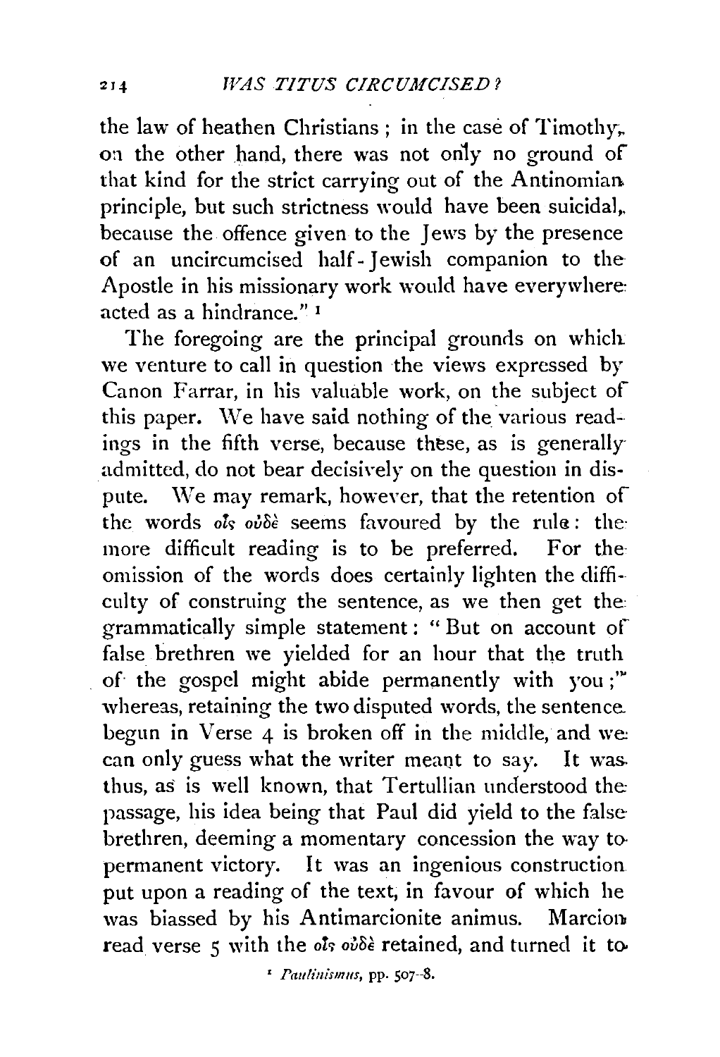the law of heathen Christians ; in the case of Timothy, on the other hand, there was not only no ground of that kind for the strict carrying out of the Antinomian principle, but such strictness would have been suicidal, because the offence given to the Jews by the presence of an uncircumcised half-Jewish companion to the Apostle in his missionary work would have everywhere acted as a hindrance." [1]

The foregoing are the principal grounds on which we venture to call in question the views expressed by Canon Farrar, in his valuable work, on the subject of this paper. We have said nothing of the various readings in the fifth verse, because these, as is generally admitted, do not bear decisively on the question in dispute. We may remark, however, that the retention of the words οἷς οὐδὲ seems favoured by the rule: the more difficult reading is to be preferred. For the omission of the words does certainly lighten the difficulty of construing the sentence, as we then get the grammatically simple statement: "But on account of false brethren we yielded for an hour that the truth of the gospel might abide permanently with you;" whereas, retaining the two disputed words, the sentence begun in Verse 4 is broken off in the middle, and we can only guess what the writer meant to say. It was thus, as is well known, that Tertullian understood the passage, his idea being that Paul did yield to the false brethren, deeming a momentary concession the way to permanent victory. It was an ingenious construction put upon a reading of the text, in favour of which he was biassed by his Antimarcionite animus. Marcion read verse 5 with the οἷς οὐδὲ retained, and turned it to

[1] *Paulinismus*, pp. 507-8.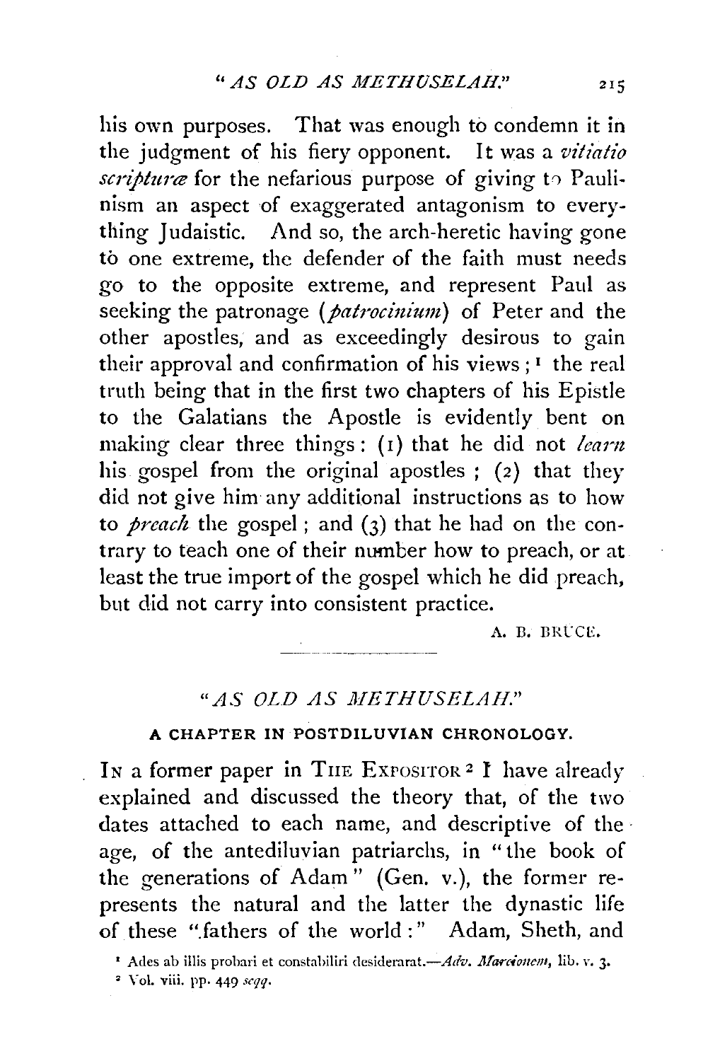his own purposes. That was enough to condemn it in the judgment of his fiery opponent. It was a *vitiatio scripturæ* for the nefarious purpose of giving to Paulinism an aspect of exaggerated antagonism to everything Judaistic. And so, the arch-heretic having gone to one extreme, the defender of the faith must needs go to the opposite extreme, and represent Paul as seeking the patronage (*patrocinium*) of Peter and the other apostles, and as exceedingly desirous to gain their approval and confirmation of his views;[1] the real truth being that in the first two chapters of his Epistle to the Galatians the Apostle is evidently bent on making clear three things: (1) that he did not *learn* his gospel from the original apostles; (2) that they did not give him any additional instructions as to how to *preach* the gospel; and (3) that he had on the contrary to teach one of their number how to preach, or at least the true import of the gospel which he did preach, but did not carry into consistent practice.

A. B. BRUCE.

---

## "AS OLD AS METHUSELAH."

### A CHAPTER IN POSTDILUVIAN CHRONOLOGY.

IN a former paper in THE EXPOSITOR[2] I have already explained and discussed the theory that, of the two dates attached to each name, and descriptive of the age, of the antediluvian patriarchs, in "the book of the generations of Adam" (Gen. v.), the former represents the natural and the latter the dynastic life of these "fathers of the world:" Adam, Sheth, and

[1] Ades ab illis probari et constabiliri desiderarat.—*Adv. Marcionem*, lib. v. 3.

[2] Vol. viii. pp. 449 *seqq.*